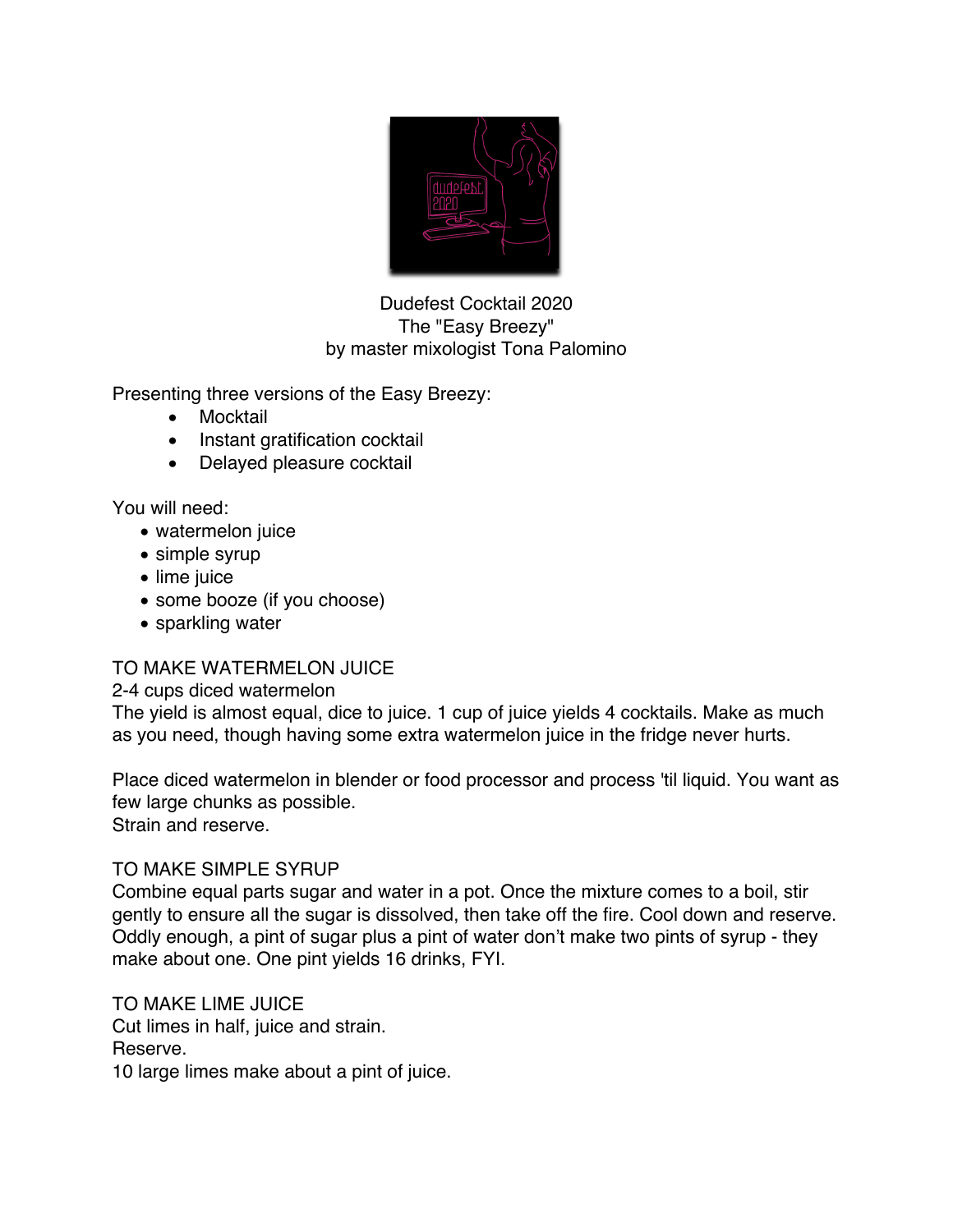Dudefest Cocktail 2020
The "Easy Breezy"
by master mixologist Tona Palomino

Presenting three versions of the Easy Breezy:

- Mocktail
- Instant gratification cocktail
- Delayed pleasure cocktail

You will need:

- watermelon juice
- simple syrup
- lime juice
- some booze (if you choose)
- sparkling water

TO MAKE WATERMELON JUICE
2-4 cups diced watermelon
The yield is almost equal, dice to juice. 1 cup of juice yields 4 cocktails. Make as much as you need, though having some extra watermelon juice in the fridge never hurts.

Place diced watermelon in blender or food processor and process 'til liquid. You want as few large chunks as possible.
Strain and reserve.

TO MAKE SIMPLE SYRUP
Combine equal parts sugar and water in a pot. Once the mixture comes to a boil, stir gently to ensure all the sugar is dissolved, then take off the fire. Cool down and reserve. Oddly enough, a pint of sugar plus a pint of water don't make two pints of syrup - they make about one. One pint yields 16 drinks, FYI.

TO MAKE LIME JUICE
Cut limes in half, juice and strain.
Reserve.
10 large limes make about a pint of juice.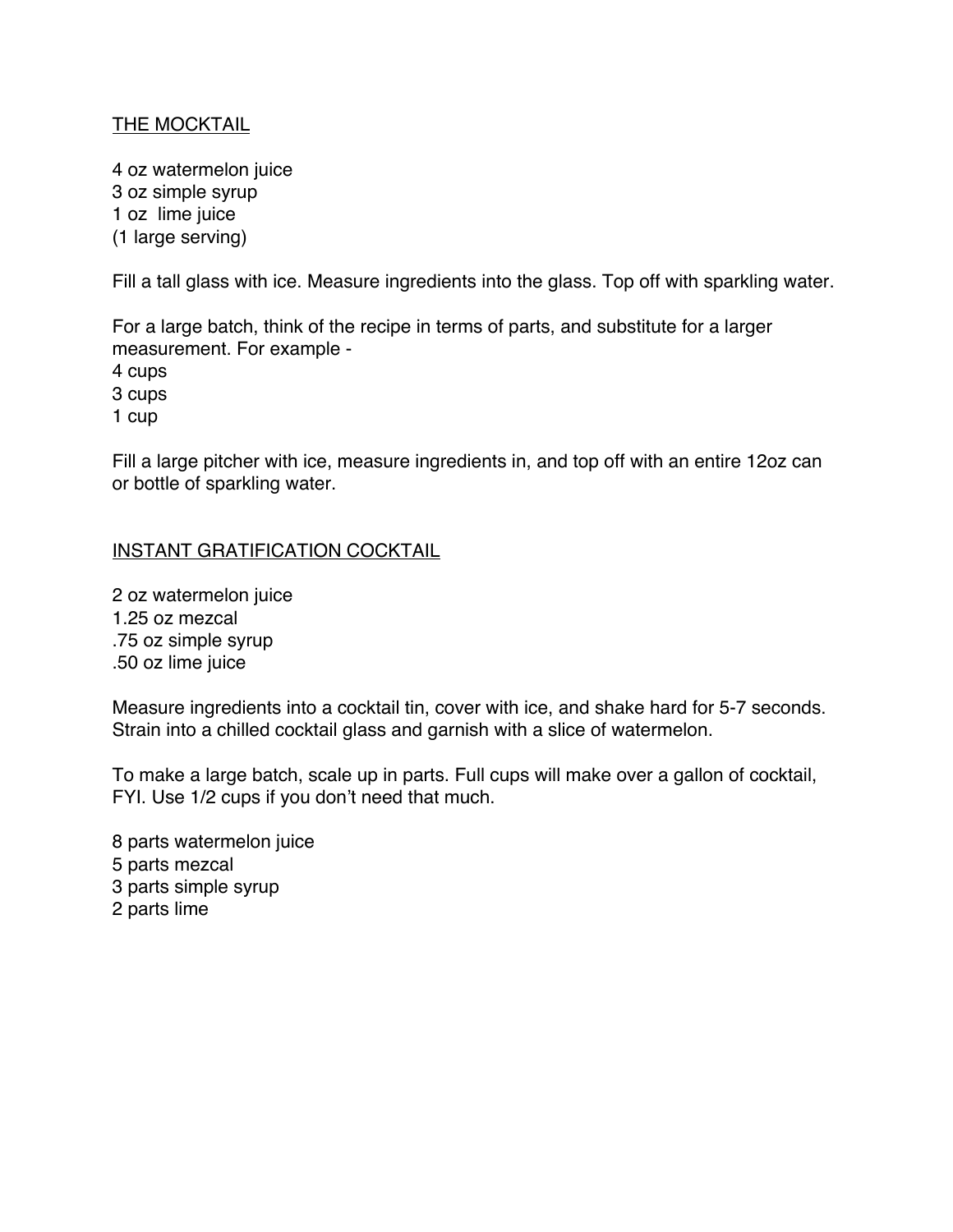THE MOCKTAIL

4 oz watermelon juice
3 oz simple syrup
1 oz  lime juice
(1 large serving)

Fill a tall glass with ice. Measure ingredients into the glass. Top off with sparkling water.

For a large batch, think of the recipe in terms of parts, and substitute for a larger measurement. For example -
4 cups
3 cups
1 cup

Fill a large pitcher with ice, measure ingredients in, and top off with an entire 12oz can or bottle of sparkling water.

INSTANT GRATIFICATION COCKTAIL

2 oz watermelon juice
1.25 oz mezcal
.75 oz simple syrup
.50 oz lime juice

Measure ingredients into a cocktail tin, cover with ice, and shake hard for 5-7 seconds. Strain into a chilled cocktail glass and garnish with a slice of watermelon.

To make a large batch, scale up in parts. Full cups will make over a gallon of cocktail, FYI. Use 1/2 cups if you don't need that much.

8 parts watermelon juice
5 parts mezcal
3 parts simple syrup
2 parts lime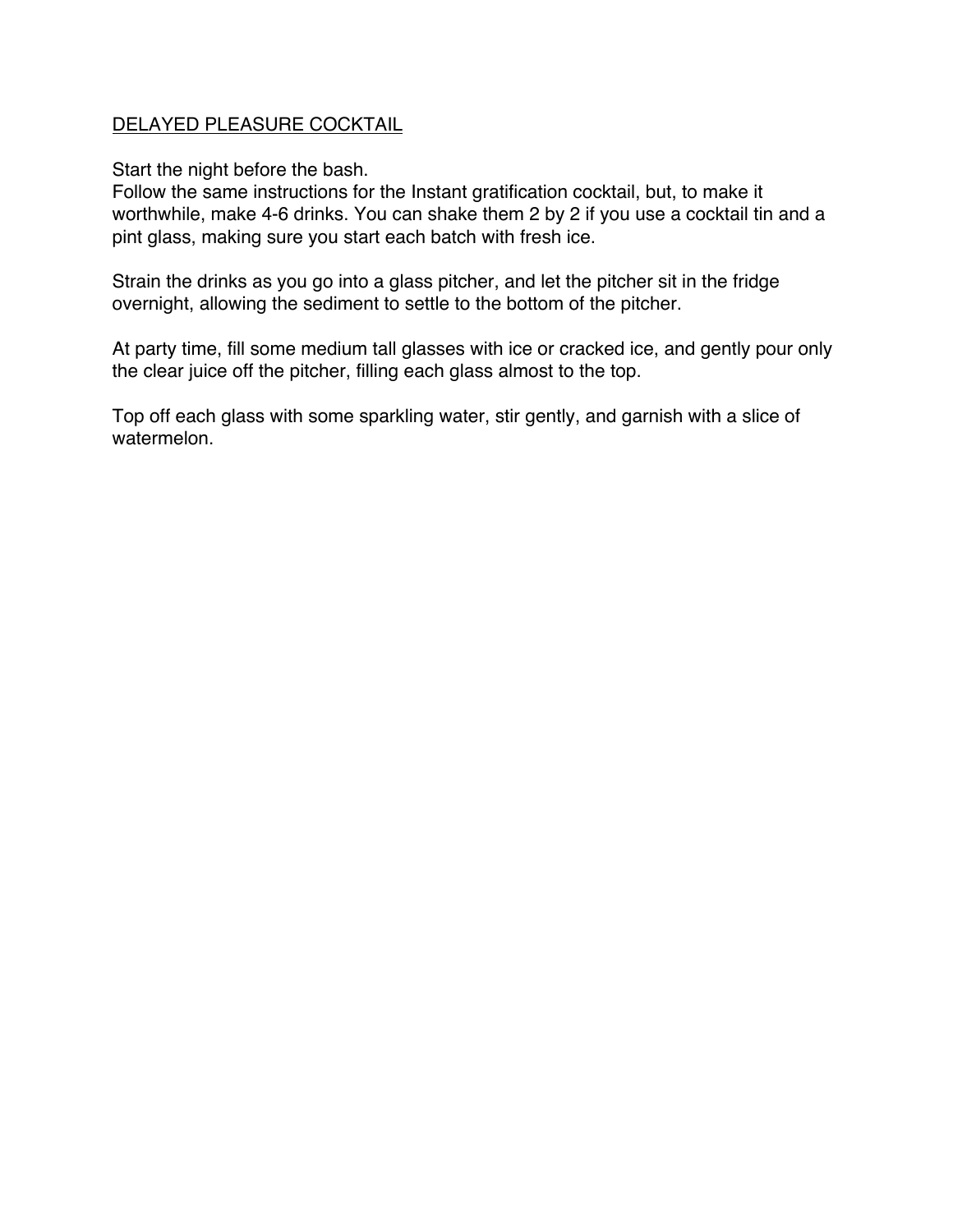<u>DELAYED PLEASURE COCKTAIL</u>

Start the night before the bash.
Follow the same instructions for the Instant gratification cocktail, but, to make it worthwhile, make 4-6 drinks. You can shake them 2 by 2 if you use a cocktail tin and a pint glass, making sure you start each batch with fresh ice.

Strain the drinks as you go into a glass pitcher, and let the pitcher sit in the fridge overnight, allowing the sediment to settle to the bottom of the pitcher.

At party time, fill some medium tall glasses with ice or cracked ice, and gently pour only the clear juice off the pitcher, filling each glass almost to the top.

Top off each glass with some sparkling water, stir gently, and garnish with a slice of watermelon.